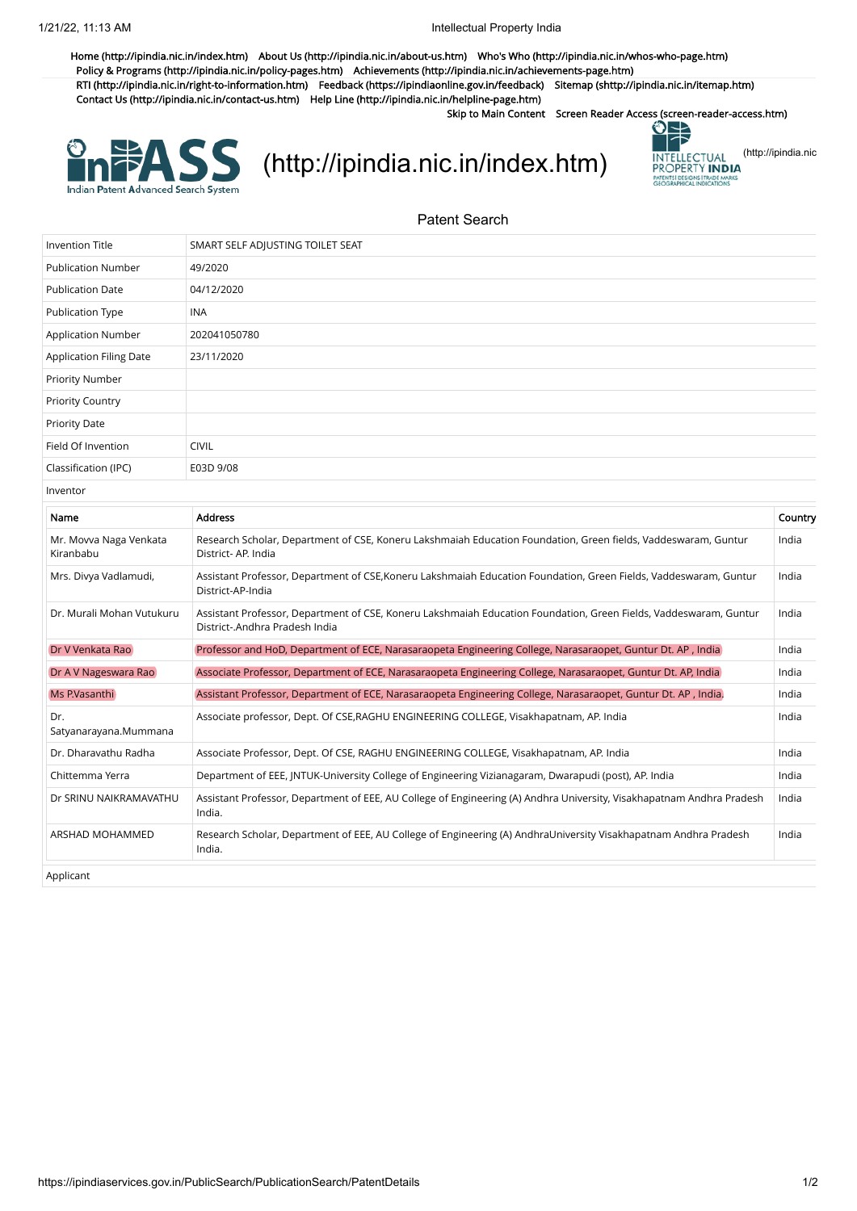Home (http://ipindia.nic.in/index.htm) About Us (http://ipindia.nic.in/about-us.htm) Who's Who (http://ipindia.nic.in/whos-who-page.htm) Policy & Programs (http://ipindia.nic.in/policy-pages.htm) Achievements (http://ipindia.nic.in/achievements-page.htm) RTI (http://ipindia.nic.in/right-to-information.htm) Feedback (https://ipindiaonline.gov.in/feedback) Sitemap (shttp://ipindia.nic.in/itemap.htm) Contact Us (http://ipindia.nic.in/contact-us.htm) Help Line (http://ipindia.nic.in/helpline-page.htm)

Skip to Main Content Screen Reader Access (screen-reader-access.htm)

InPASS Indian Patent Advanced Search System (http://ipindia.nic.in/index.htm) INTELLECTUAL PROPERTY INDIA PATENTS | DESIGNS | TRADE MARKS GEOGRAPHICAL INDICATIONS (http://ipindia.nic

## Patent Search

| Field | Value |
| --- | --- |
| Invention Title | SMART SELF ADJUSTING TOILET SEAT |
| Publication Number | 49/2020 |
| Publication Date | 04/12/2020 |
| Publication Type | INA |
| Application Number | 202041050780 |
| Application Filing Date | 23/11/2020 |
| Priority Number | |
| Priority Country | |
| Priority Date | |
| Field Of Invention | CIVIL |
| Classification (IPC) | E03D 9/08 |

Inventor

| Name | Address | Country |
| --- | --- | --- |
| Mr. Movva Naga Venkata Kiranbabu | Research Scholar, Department of CSE, Koneru Lakshmaiah Education Foundation, Green fields, Vaddeswaram, Guntur District- AP. India | India |
| Mrs. Divya Vadlamudi, | Assistant Professor, Department of CSE,Koneru Lakshmaiah Education Foundation, Green Fields, Vaddeswaram, Guntur District-AP-India | India |
| Dr. Murali Mohan Vutukuru | Assistant Professor, Department of CSE, Koneru Lakshmaiah Education Foundation, Green Fields, Vaddeswaram, Guntur District-.Andhra Pradesh India | India |
| Dr V Venkata Rao | Professor and HoD, Department of ECE, Narasaraopeta Engineering College, Narasaraopet, Guntur Dt. AP , India | India |
| Dr A V Nageswara Rao | Associate Professor, Department of ECE, Narasaraopeta Engineering College, Narasaraopet, Guntur Dt. AP, India | India |
| Ms P.Vasanthi | Assistant Professor, Department of ECE, Narasaraopeta Engineering College, Narasaraopet, Guntur Dt. AP , India. | India |
| Dr. Satyanarayana.Mummana | Associate professor, Dept. Of CSE,RAGHU ENGINEERING COLLEGE, Visakhapatnam, AP. India | India |
| Dr. Dharavathu Radha | Associate Professor, Dept. Of CSE, RAGHU ENGINEERING COLLEGE, Visakhapatnam, AP. India | India |
| Chittemma Yerra | Department of EEE, JNTUK-University College of Engineering Vizianagaram, Dwarapudi (post), AP. India | India |
| Dr SRINU NAIKRAMAVATHU | Assistant Professor, Department of EEE, AU College of Engineering (A) Andhra University, Visakhapatnam Andhra Pradesh India. | India |
| ARSHAD MOHAMMED | Research Scholar, Department of EEE, AU College of Engineering (A) AndhraUniversity Visakhapatnam Andhra Pradesh India. | India |

Applicant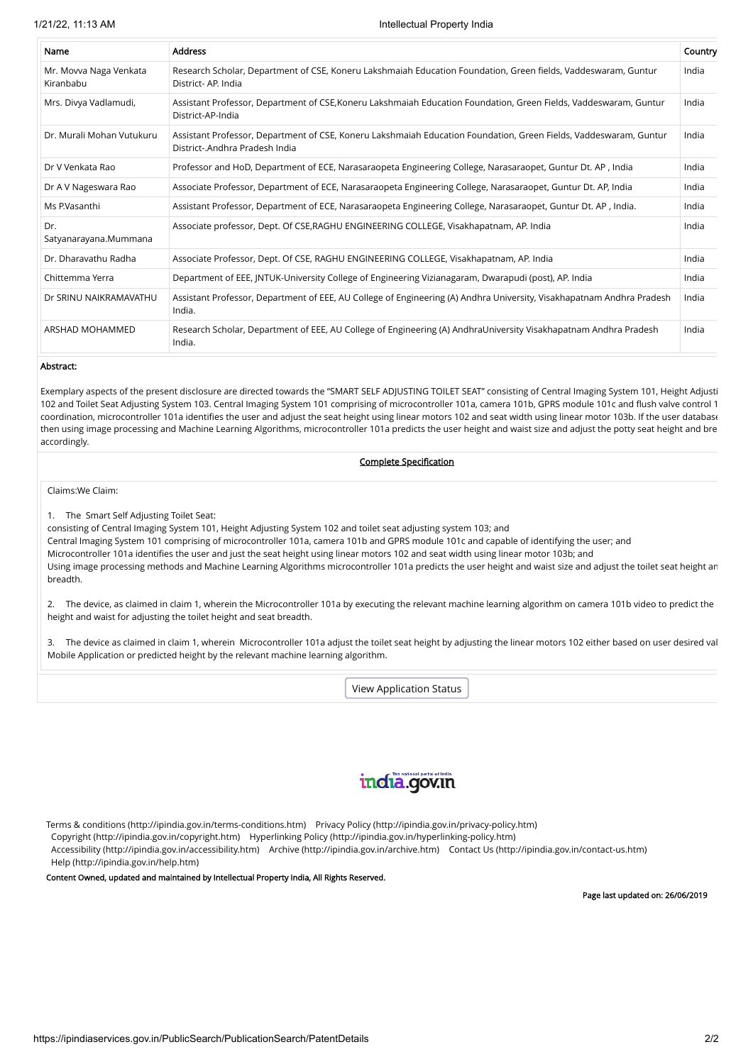| Name | Address | Country |
|---|---|---|
| Mr. Movva Naga Venkata Kiranbabu | Research Scholar, Department of CSE, Koneru Lakshmaiah Education Foundation, Green fields, Vaddeswaram, Guntur District- AP. India | India |
| Mrs. Divya Vadlamudi, | Assistant Professor, Department of CSE,Koneru Lakshmaiah Education Foundation, Green Fields, Vaddeswaram, Guntur District-AP-India | India |
| Dr. Murali Mohan Vutukuru | Assistant Professor, Department of CSE, Koneru Lakshmaiah Education Foundation, Green Fields, Vaddeswaram, Guntur District-.Andhra Pradesh India | India |
| Dr V Venkata Rao | Professor and HoD, Department of ECE, Narasaraopeta Engineering College, Narasaraopet, Guntur Dt. AP , India | India |
| Dr A V Nageswara Rao | Associate Professor, Department of ECE, Narasaraopeta Engineering College, Narasaraopet, Guntur Dt. AP, India | India |
| Ms P.Vasanthi | Assistant Professor, Department of ECE, Narasaraopeta Engineering College, Narasaraopet, Guntur Dt. AP , India. | India |
| Dr. Satyanarayana.Mummana | Associate professor, Dept. Of CSE,RAGHU ENGINEERING COLLEGE, Visakhapatnam, AP. India | India |
| Dr. Dharavathu Radha | Associate Professor, Dept. Of CSE, RAGHU ENGINEERING COLLEGE, Visakhapatnam, AP. India | India |
| Chittemma Yerra | Department of EEE, JNTUK-University College of Engineering Vizianagaram, Dwarapudi (post), AP. India | India |
| Dr SRINU NAIKRAMAVATHU | Assistant Professor, Department of EEE, AU College of Engineering (A) Andhra University, Visakhapatnam Andhra Pradesh India. | India |
| ARSHAD MOHAMMED | Research Scholar, Department of EEE, AU College of Engineering (A) AndhraUniversity Visakhapatnam Andhra Pradesh India. | India |

**Abstract:**

Exemplary aspects of the present disclosure are directed towards the "SMART SELF ADJUSTING TOILET SEAT" consisting of Central Imaging System 101, Height Adjusti 102 and Toilet Seat Adjusting System 103. Central Imaging System 101 comprising of microcontroller 101a, camera 101b, GPRS module 101c and flush valve control 1 coordination, microcontroller 101a identifies the user and adjust the seat height using linear motors 102 and seat width using linear motor 103b. If the user database then using image processing and Machine Learning Algorithms, microcontroller 101a predicts the user height and waist size and adjust the potty seat height and bre accordingly.

Complete Specification

Claims:We Claim:

1. The Smart Self Adjusting Toilet Seat:
consisting of Central Imaging System 101, Height Adjusting System 102 and toilet seat adjusting system 103; and
Central Imaging System 101 comprising of microcontroller 101a, camera 101b and GPRS module 101c and capable of identifying the user; and
Microcontroller 101a identifies the user and just the seat height using linear motors 102 and seat width using linear motor 103b; and
Using image processing methods and Machine Learning Algorithms microcontroller 101a predicts the user height and waist size and adjust the toilet seat height an breadth.

2. The device, as claimed in claim 1, wherein the Microcontroller 101a by executing the relevant machine learning algorithm on camera 101b video to predict the height and waist for adjusting the toilet height and seat breadth.

3. The device as claimed in claim 1, wherein Microcontroller 101a adjust the toilet seat height by adjusting the linear motors 102 either based on user desired val Mobile Application or predicted height by the relevant machine learning algorithm.

View Application Status

Terms & conditions (http://ipindia.gov.in/terms-conditions.htm) Privacy Policy (http://ipindia.gov.in/privacy-policy.htm)
Copyright (http://ipindia.gov.in/copyright.htm) Hyperlinking Policy (http://ipindia.gov.in/hyperlinking-policy.htm)
Accessibility (http://ipindia.gov.in/accessibility.htm) Archive (http://ipindia.gov.in/archive.htm) Contact Us (http://ipindia.gov.in/contact-us.htm)
Help (http://ipindia.gov.in/help.htm)

**Content Owned, updated and maintained by Intellectual Property India, All Rights Reserved.**

**Page last updated on: 26/06/2019**